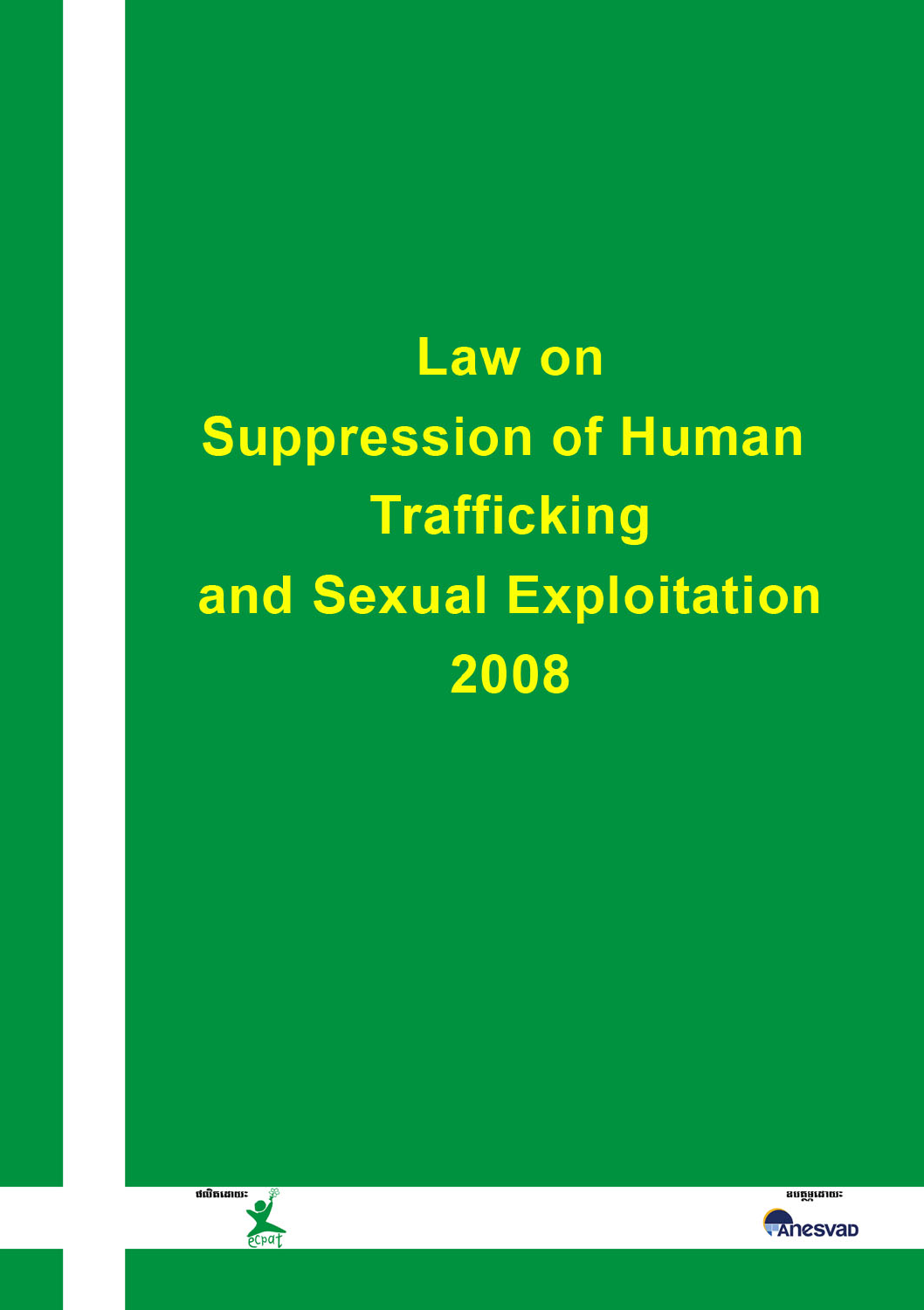# Law on Suppression of Human Trafficking and Sexual Exploitation 2008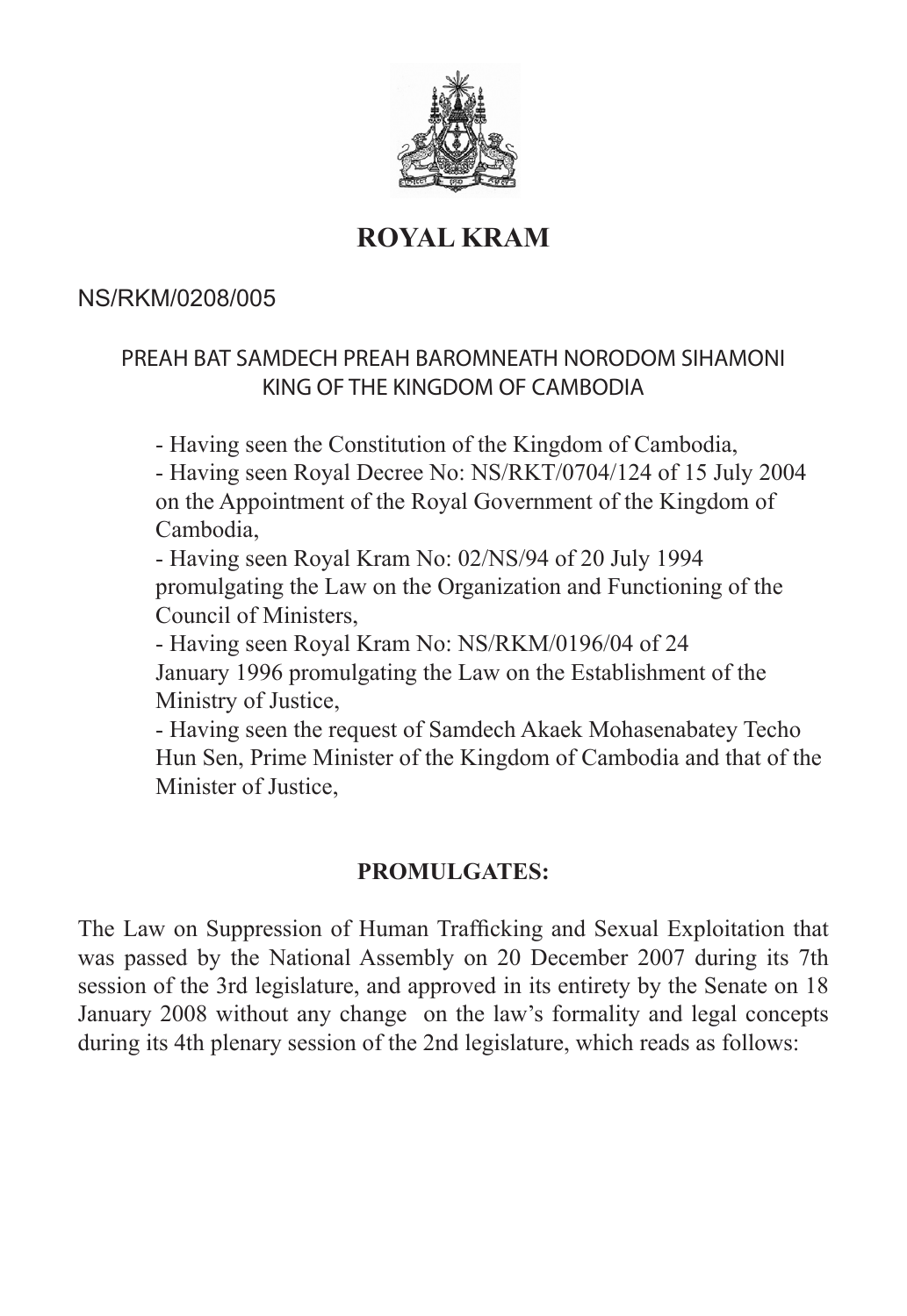# ROYAL KRAM

NS/RKM/0208/005

PREAH BAT SAMDECH PREAH BAROMNEATH NORODOM SIHAMONI
KING OF THE KINGDOM OF CAMBODIA

- Having seen the Constitution of the Kingdom of Cambodia,
- Having seen Royal Decree No: NS/RKT/0704/124 of 15 July 2004 on the Appointment of the Royal Government of the Kingdom of Cambodia,
- Having seen Royal Kram No: 02/NS/94 of 20 July 1994 promulgating the Law on the Organization and Functioning of the Council of Ministers,
- Having seen Royal Kram No: NS/RKM/0196/04 of 24 January 1996 promulgating the Law on the Establishment of the Ministry of Justice,
- Having seen the request of Samdech Akaek Mohasenabatey Techo Hun Sen, Prime Minister of the Kingdom of Cambodia and that of the Minister of Justice,

**PROMULGATES:**

The Law on Suppression of Human Trafficking and Sexual Exploitation that was passed by the National Assembly on 20 December 2007 during its 7th session of the 3rd legislature, and approved in its entirety by the Senate on 18 January 2008 without any change on the law's formality and legal concepts during its 4th plenary session of the 2nd legislature, which reads as follows: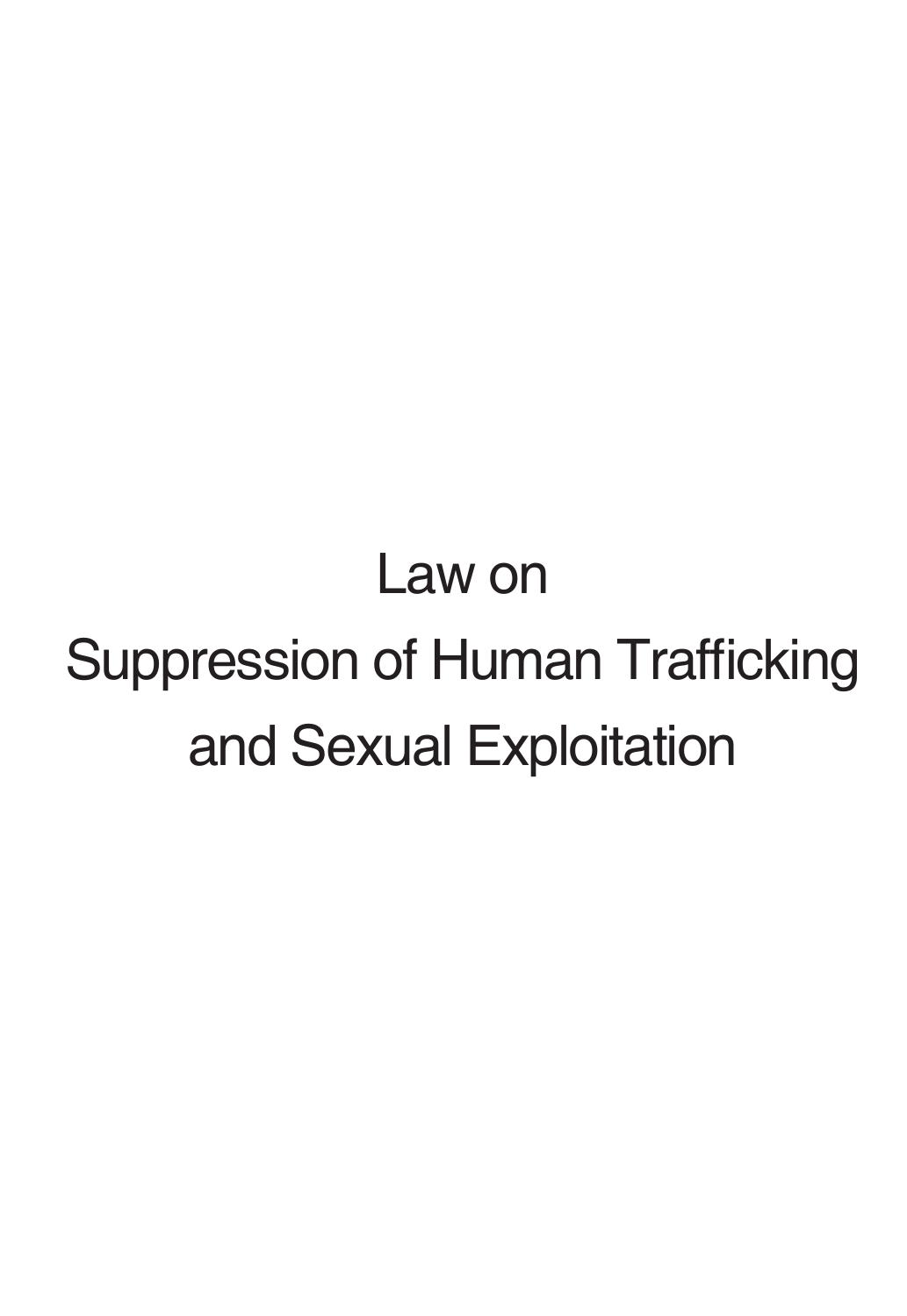# Law on Suppression of Human Trafficking and Sexual Exploitation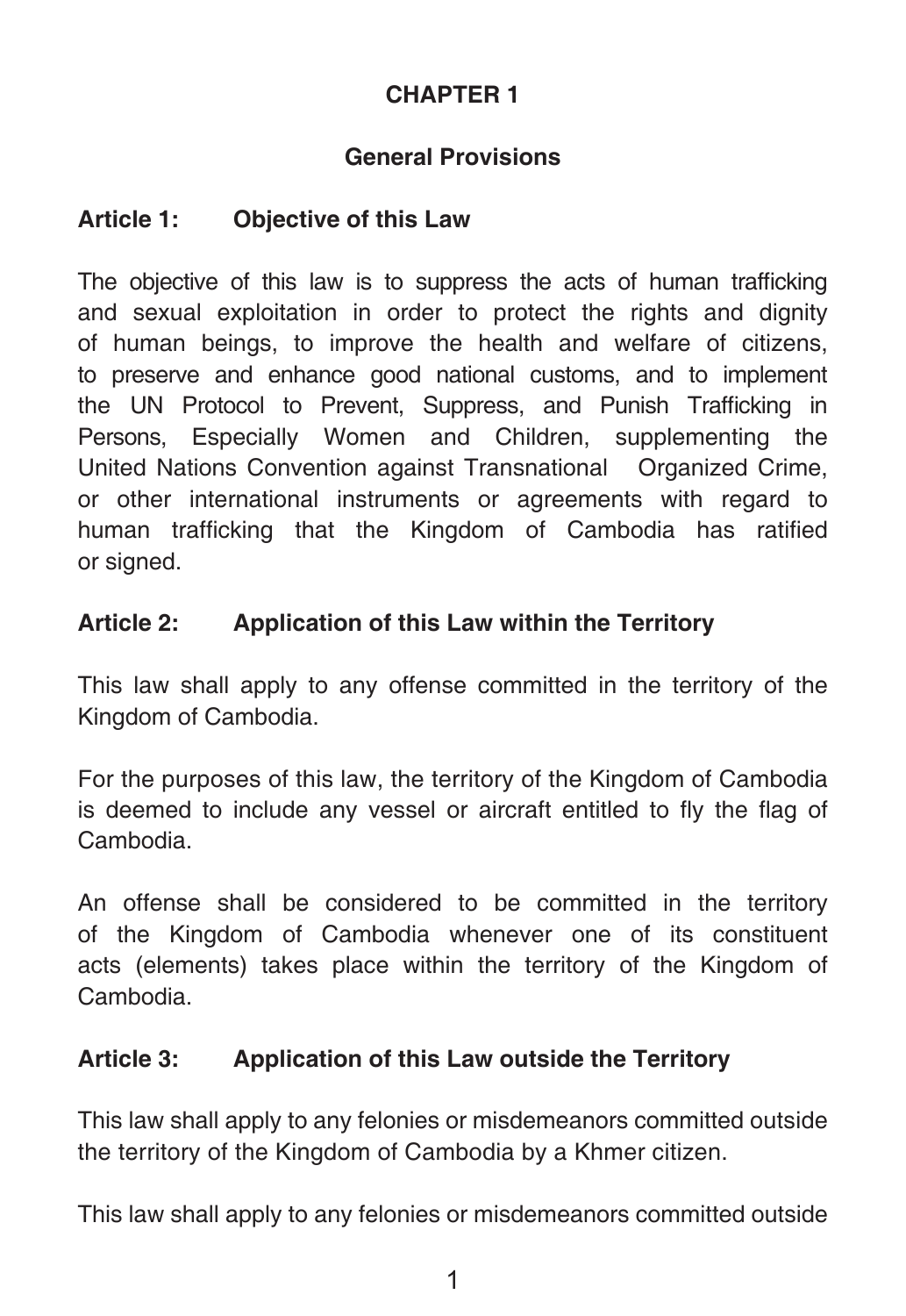# CHAPTER 1

## General Provisions

### Article 1: Objective of this Law

The objective of this law is to suppress the acts of human trafficking and sexual exploitation in order to protect the rights and dignity of human beings, to improve the health and welfare of citizens, to preserve and enhance good national customs, and to implement the UN Protocol to Prevent, Suppress, and Punish Trafficking in Persons, Especially Women and Children, supplementing the United Nations Convention against Transnational Organized Crime, or other international instruments or agreements with regard to human trafficking that the Kingdom of Cambodia has ratified or signed.

### Article 2: Application of this Law within the Territory

This law shall apply to any offense committed in the territory of the Kingdom of Cambodia.

For the purposes of this law, the territory of the Kingdom of Cambodia is deemed to include any vessel or aircraft entitled to fly the flag of Cambodia.

An offense shall be considered to be committed in the territory of the Kingdom of Cambodia whenever one of its constituent acts (elements) takes place within the territory of the Kingdom of Cambodia.

### Article 3: Application of this Law outside the Territory

This law shall apply to any felonies or misdemeanors committed outside the territory of the Kingdom of Cambodia by a Khmer citizen.

This law shall apply to any felonies or misdemeanors committed outside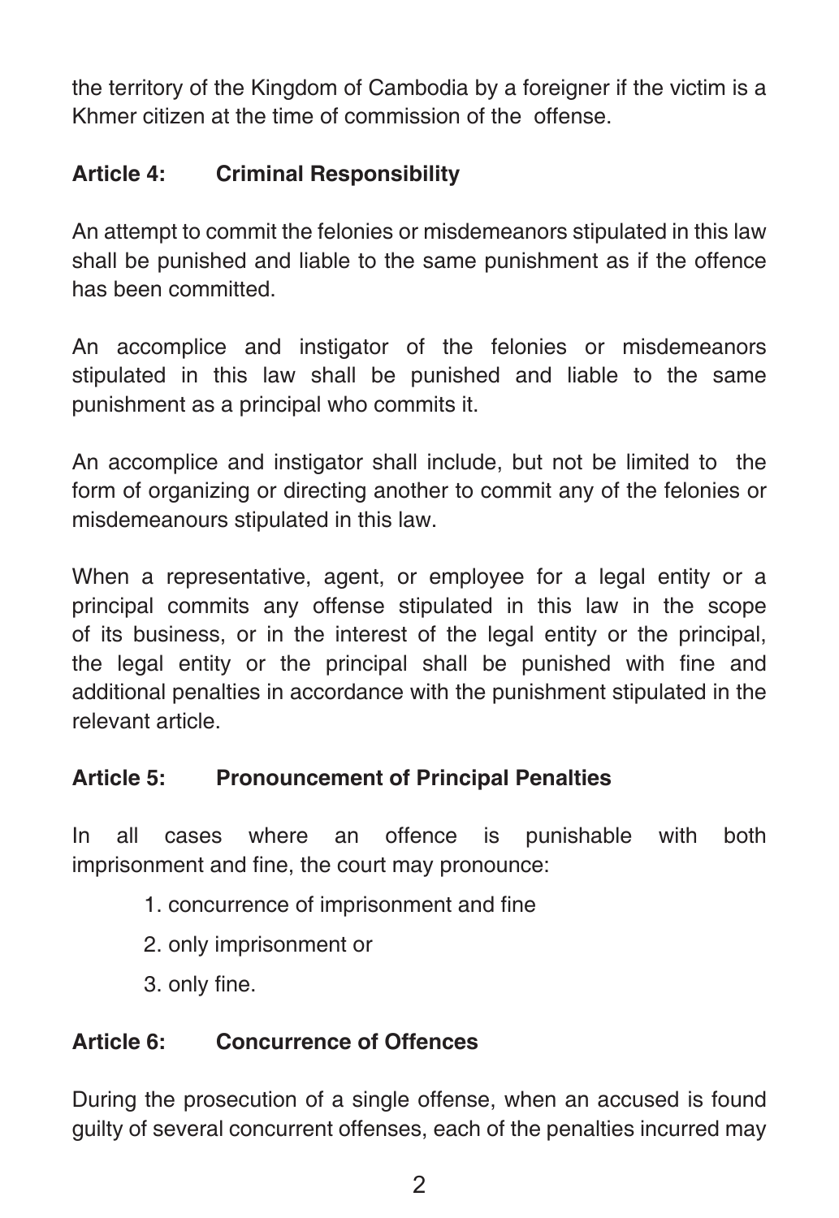the territory of the Kingdom of Cambodia by a foreigner if the victim is a Khmer citizen at the time of commission of the offense.

### Article 4: Criminal Responsibility

An attempt to commit the felonies or misdemeanors stipulated in this law shall be punished and liable to the same punishment as if the offence has been committed.

An accomplice and instigator of the felonies or misdemeanors stipulated in this law shall be punished and liable to the same punishment as a principal who commits it.

An accomplice and instigator shall include, but not be limited to the form of organizing or directing another to commit any of the felonies or misdemeanours stipulated in this law.

When a representative, agent, or employee for a legal entity or a principal commits any offense stipulated in this law in the scope of its business, or in the interest of the legal entity or the principal, the legal entity or the principal shall be punished with fine and additional penalties in accordance with the punishment stipulated in the relevant article.

### Article 5: Pronouncement of Principal Penalties

In all cases where an offence is punishable with both imprisonment and fine, the court may pronounce:

1. concurrence of imprisonment and fine
2. only imprisonment or
3. only fine.

### Article 6: Concurrence of Offences

During the prosecution of a single offense, when an accused is found guilty of several concurrent offenses, each of the penalties incurred may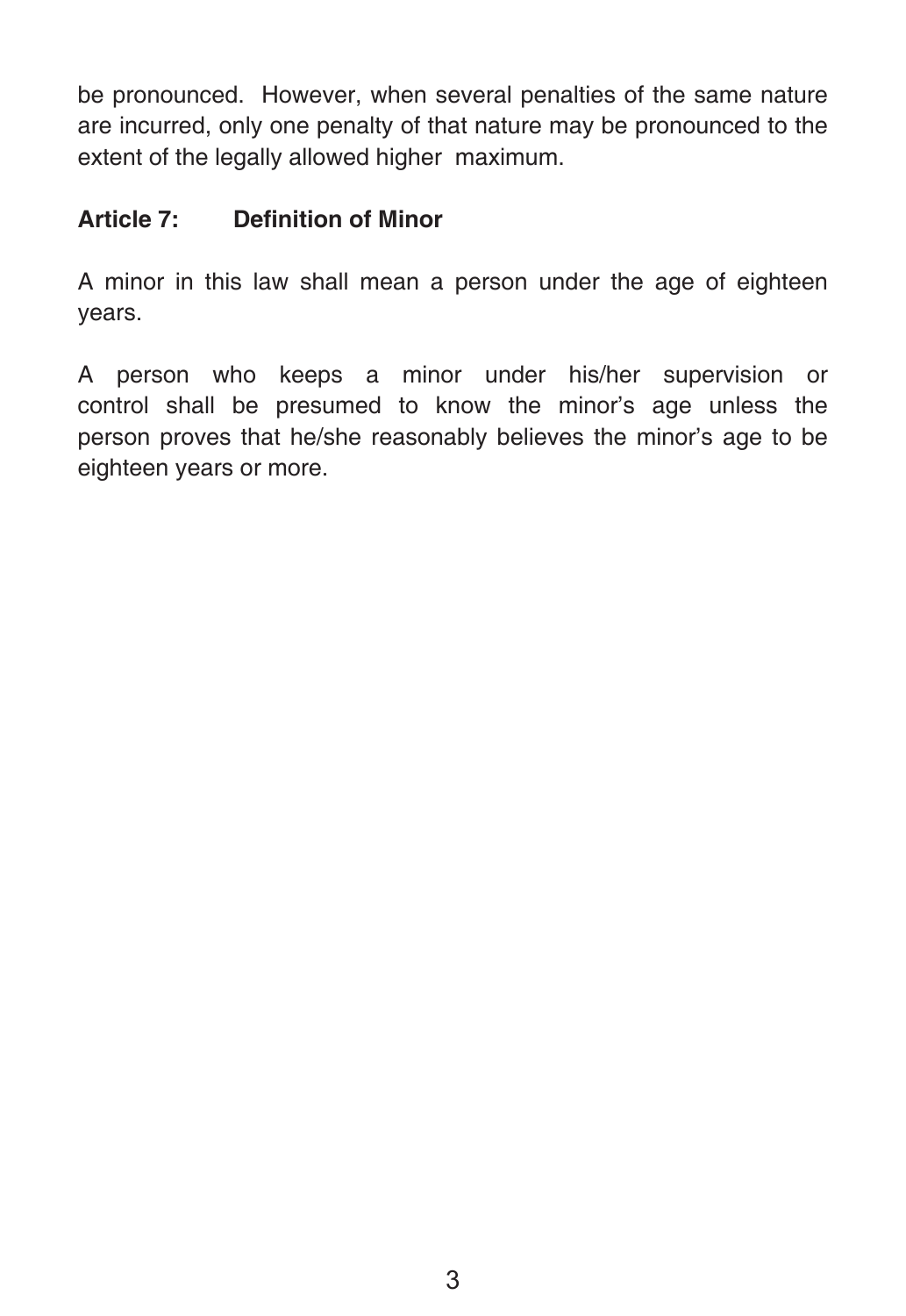be pronounced. However, when several penalties of the same nature are incurred, only one penalty of that nature may be pronounced to the extent of the legally allowed higher maximum.

### Article 7: Definition of Minor

A minor in this law shall mean a person under the age of eighteen years.

A person who keeps a minor under his/her supervision or control shall be presumed to know the minor's age unless the person proves that he/she reasonably believes the minor's age to be eighteen years or more.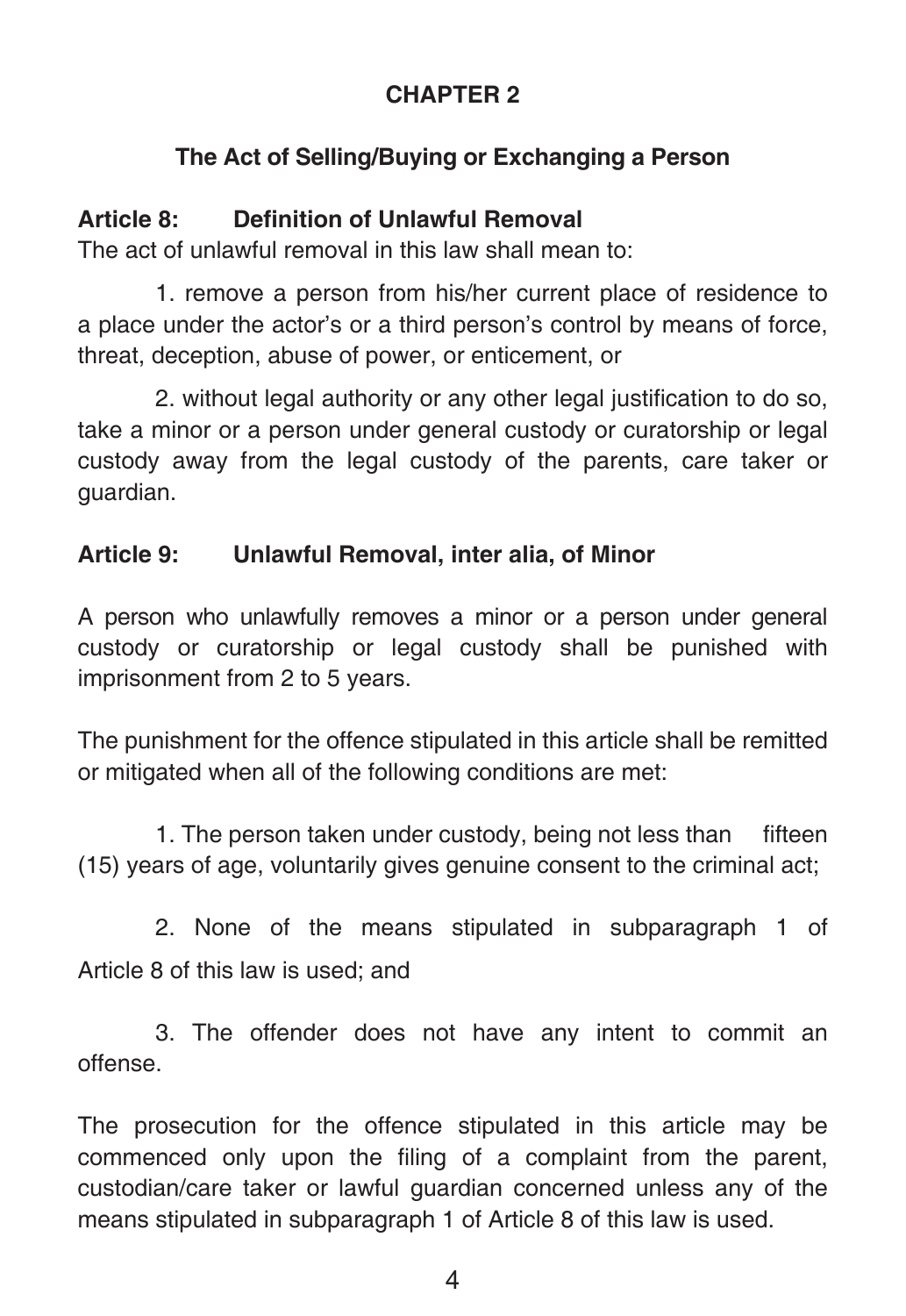## CHAPTER 2

### The Act of Selling/Buying or Exchanging a Person

**Article 8: Definition of Unlawful Removal**

The act of unlawful removal in this law shall mean to:

1. remove a person from his/her current place of residence to a place under the actor's or a third person's control by means of force, threat, deception, abuse of power, or enticement, or

2. without legal authority or any other legal justification to do so, take a minor or a person under general custody or curatorship or legal custody away from the legal custody of the parents, care taker or guardian.

**Article 9: Unlawful Removal, inter alia, of Minor**

A person who unlawfully removes a minor or a person under general custody or curatorship or legal custody shall be punished with imprisonment from 2 to 5 years.

The punishment for the offence stipulated in this article shall be remitted or mitigated when all of the following conditions are met:

1. The person taken under custody, being not less than fifteen (15) years of age, voluntarily gives genuine consent to the criminal act;

2. None of the means stipulated in subparagraph 1 of Article 8 of this law is used; and

3. The offender does not have any intent to commit an offense.

The prosecution for the offence stipulated in this article may be commenced only upon the filing of a complaint from the parent, custodian/care taker or lawful guardian concerned unless any of the means stipulated in subparagraph 1 of Article 8 of this law is used.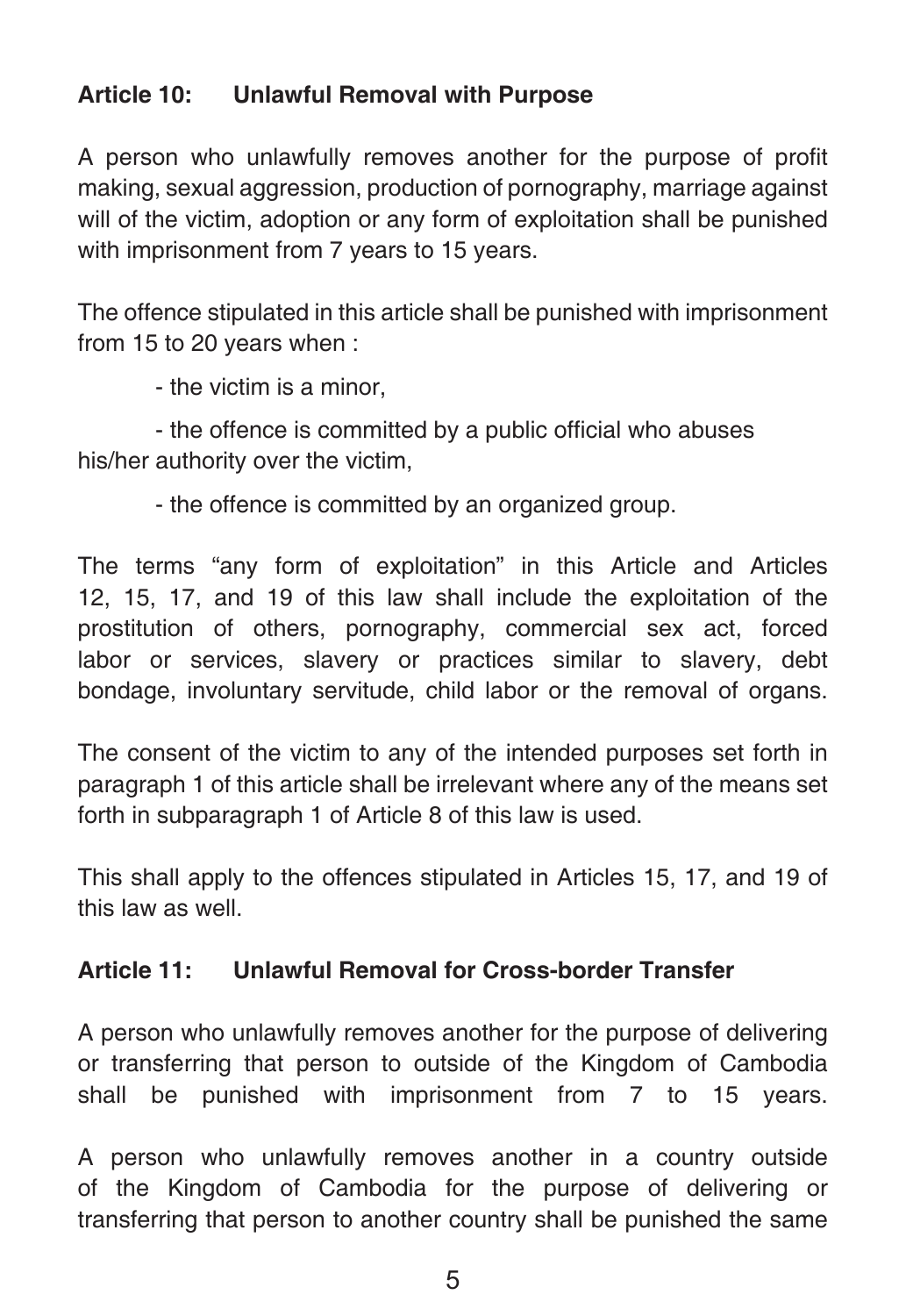### Article 10: Unlawful Removal with Purpose

A person who unlawfully removes another for the purpose of profit making, sexual aggression, production of pornography, marriage against will of the victim, adoption or any form of exploitation shall be punished with imprisonment from 7 years to 15 years.

The offence stipulated in this article shall be punished with imprisonment from 15 to 20 years when :

- the victim is a minor,
- the offence is committed by a public official who abuses his/her authority over the victim,
- the offence is committed by an organized group.

The terms "any form of exploitation" in this Article and Articles 12, 15, 17, and 19 of this law shall include the exploitation of the prostitution of others, pornography, commercial sex act, forced labor or services, slavery or practices similar to slavery, debt bondage, involuntary servitude, child labor or the removal of organs.

The consent of the victim to any of the intended purposes set forth in paragraph 1 of this article shall be irrelevant where any of the means set forth in subparagraph 1 of Article 8 of this law is used.

This shall apply to the offences stipulated in Articles 15, 17, and 19 of this law as well.

### Article 11: Unlawful Removal for Cross-border Transfer

A person who unlawfully removes another for the purpose of delivering or transferring that person to outside of the Kingdom of Cambodia shall be punished with imprisonment from 7 to 15 years.

A person who unlawfully removes another in a country outside of the Kingdom of Cambodia for the purpose of delivering or transferring that person to another country shall be punished the same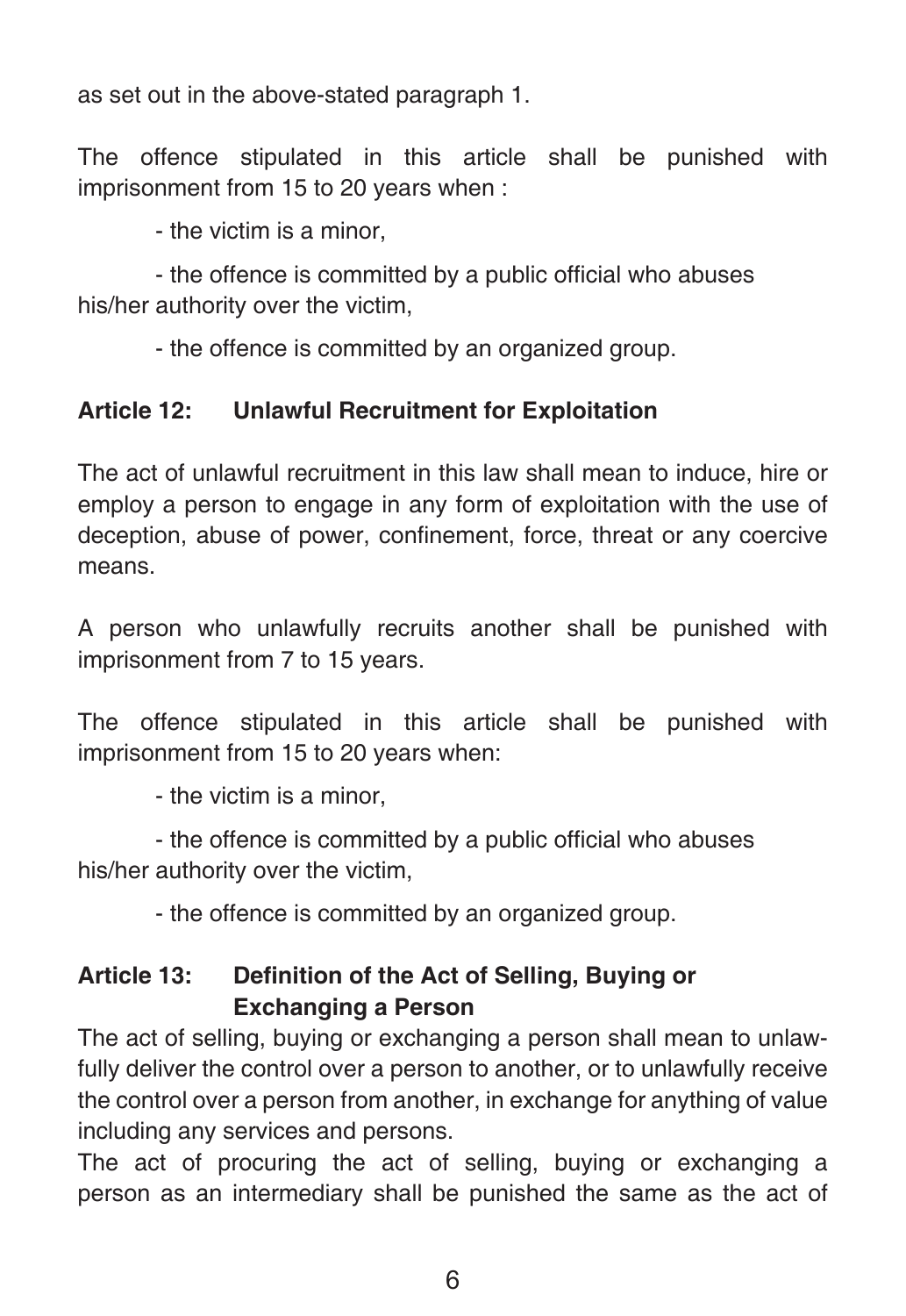as set out in the above-stated paragraph 1.

The offence stipulated in this article shall be punished with imprisonment from 15 to 20 years when :

- the victim is a minor,
- the offence is committed by a public official who abuses his/her authority over the victim,
- the offence is committed by an organized group.

### Article 12: Unlawful Recruitment for Exploitation

The act of unlawful recruitment in this law shall mean to induce, hire or employ a person to engage in any form of exploitation with the use of deception, abuse of power, confinement, force, threat or any coercive means.

A person who unlawfully recruits another shall be punished with imprisonment from 7 to 15 years.

The offence stipulated in this article shall be punished with imprisonment from 15 to 20 years when:

- the victim is a minor,
- the offence is committed by a public official who abuses his/her authority over the victim,
- the offence is committed by an organized group.

### Article 13: Definition of the Act of Selling, Buying or Exchanging a Person

The act of selling, buying or exchanging a person shall mean to unlawfully deliver the control over a person to another, or to unlawfully receive the control over a person from another, in exchange for anything of value including any services and persons.

The act of procuring the act of selling, buying or exchanging a person as an intermediary shall be punished the same as the act of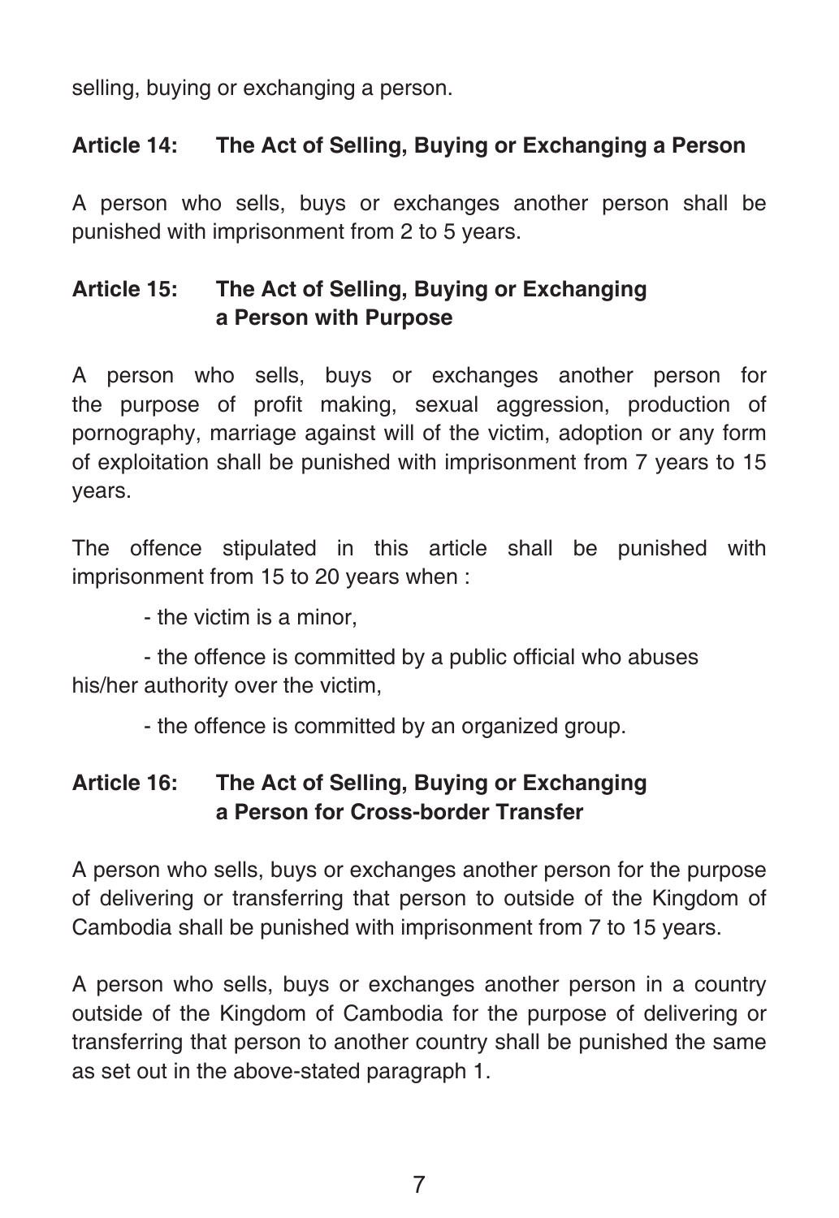selling, buying or exchanging a person.

### Article 14: The Act of Selling, Buying or Exchanging a Person

A person who sells, buys or exchanges another person shall be punished with imprisonment from 2 to 5 years.

### Article 15: The Act of Selling, Buying or Exchanging a Person with Purpose

A person who sells, buys or exchanges another person for the purpose of profit making, sexual aggression, production of pornography, marriage against will of the victim, adoption or any form of exploitation shall be punished with imprisonment from 7 years to 15 years.

The offence stipulated in this article shall be punished with imprisonment from 15 to 20 years when :

- the victim is a minor,
- the offence is committed by a public official who abuses his/her authority over the victim,
- the offence is committed by an organized group.

### Article 16: The Act of Selling, Buying or Exchanging a Person for Cross-border Transfer

A person who sells, buys or exchanges another person for the purpose of delivering or transferring that person to outside of the Kingdom of Cambodia shall be punished with imprisonment from 7 to 15 years.

A person who sells, buys or exchanges another person in a country outside of the Kingdom of Cambodia for the purpose of delivering or transferring that person to another country shall be punished the same as set out in the above-stated paragraph 1.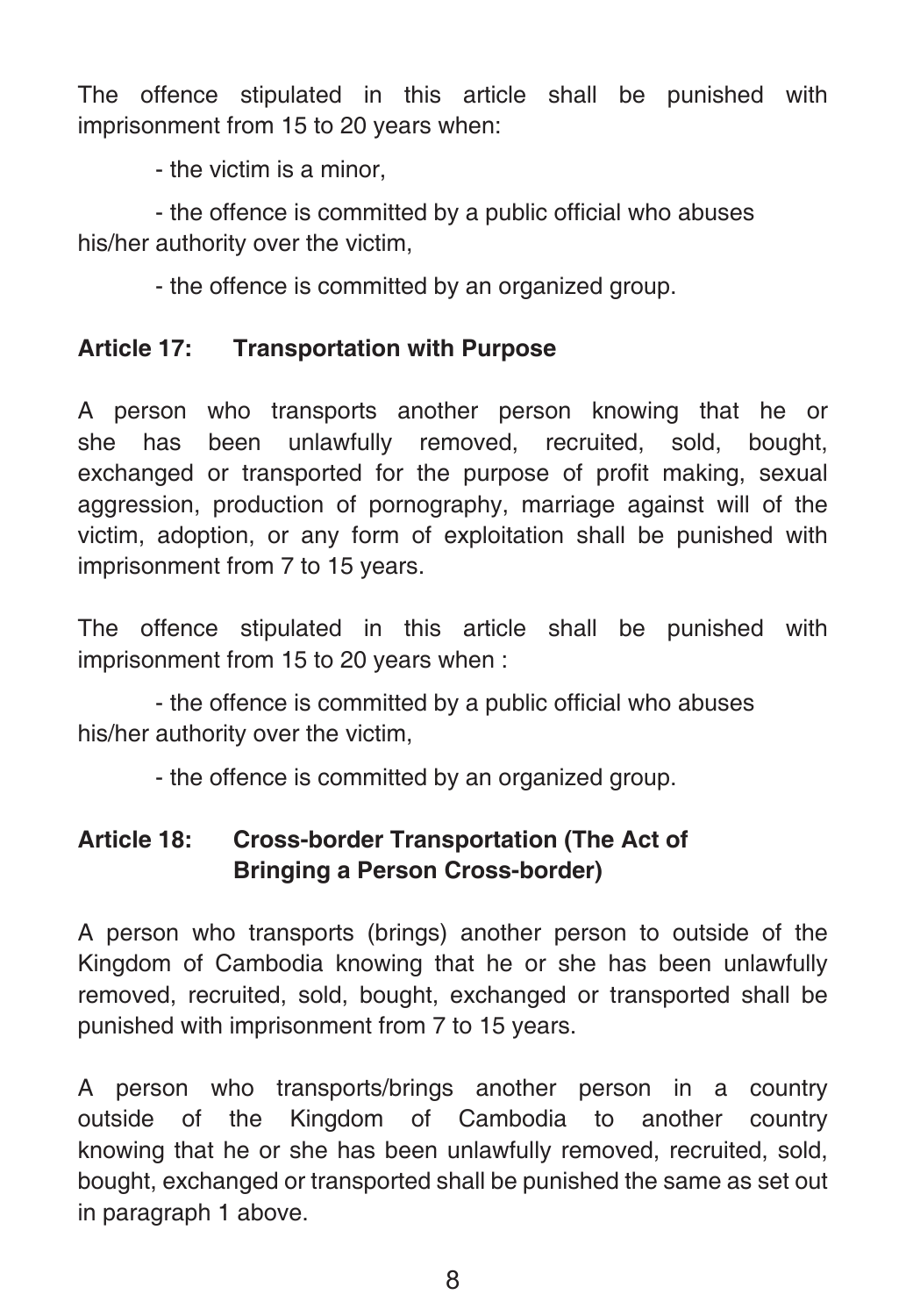The offence stipulated in this article shall be punished with imprisonment from 15 to 20 years when:

- the victim is a minor,
- the offence is committed by a public official who abuses his/her authority over the victim,
- the offence is committed by an organized group.

**Article 17: Transportation with Purpose**

A person who transports another person knowing that he or she has been unlawfully removed, recruited, sold, bought, exchanged or transported for the purpose of profit making, sexual aggression, production of pornography, marriage against will of the victim, adoption, or any form of exploitation shall be punished with imprisonment from 7 to 15 years.

The offence stipulated in this article shall be punished with imprisonment from 15 to 20 years when :

- the offence is committed by a public official who abuses his/her authority over the victim,
- the offence is committed by an organized group.

**Article 18: Cross-border Transportation (The Act of Bringing a Person Cross-border)**

A person who transports (brings) another person to outside of the Kingdom of Cambodia knowing that he or she has been unlawfully removed, recruited, sold, bought, exchanged or transported shall be punished with imprisonment from 7 to 15 years.

A person who transports/brings another person in a country outside of the Kingdom of Cambodia to another country knowing that he or she has been unlawfully removed, recruited, sold, bought, exchanged or transported shall be punished the same as set out in paragraph 1 above.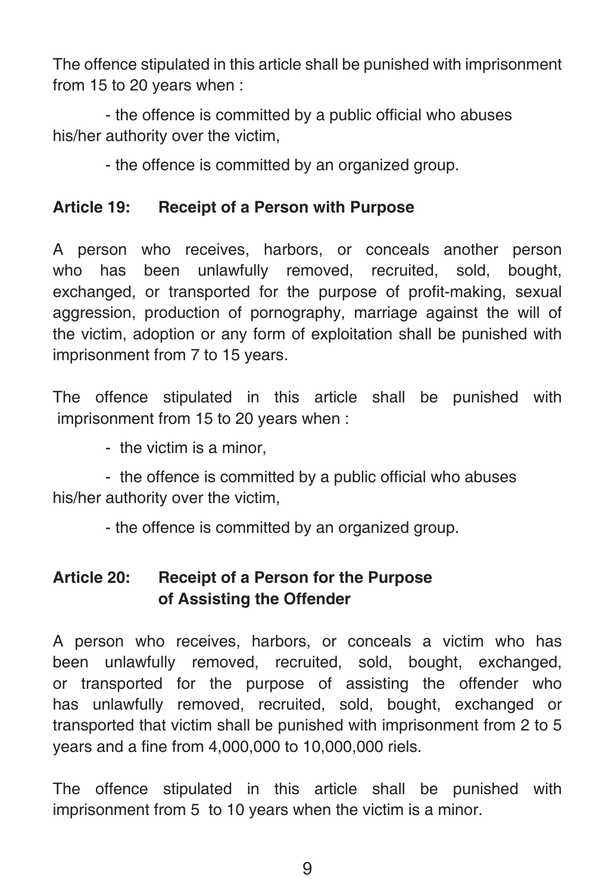The offence stipulated in this article shall be punished with imprisonment from 15 to 20 years when :

- the offence is committed by a public official who abuses his/her authority over the victim,
- the offence is committed by an organized group.

**Article 19: Receipt of a Person with Purpose**

A person who receives, harbors, or conceals another person who has been unlawfully removed, recruited, sold, bought, exchanged, or transported for the purpose of profit-making, sexual aggression, production of pornography, marriage against the will of the victim, adoption or any form of exploitation shall be punished with imprisonment from 7 to 15 years.

The offence stipulated in this article shall be punished with imprisonment from 15 to 20 years when :

- the victim is a minor,
- the offence is committed by a public official who abuses his/her authority over the victim,
- the offence is committed by an organized group.

**Article 20: Receipt of a Person for the Purpose of Assisting the Offender**

A person who receives, harbors, or conceals a victim who has been unlawfully removed, recruited, sold, bought, exchanged, or transported for the purpose of assisting the offender who has unlawfully removed, recruited, sold, bought, exchanged or transported that victim shall be punished with imprisonment from 2 to 5 years and a fine from 4,000,000 to 10,000,000 riels.

The offence stipulated in this article shall be punished with imprisonment from 5 to 10 years when the victim is a minor.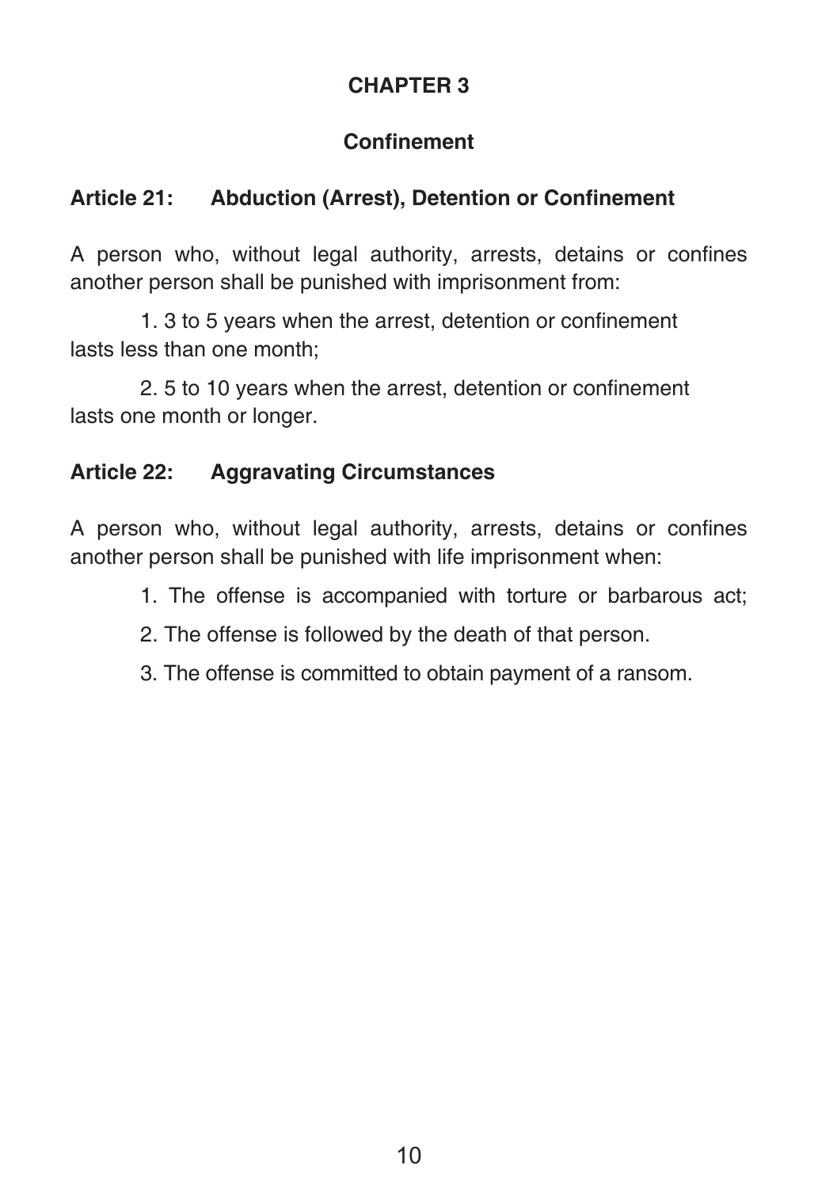## CHAPTER 3

## Confinement

### Article 21: Abduction (Arrest), Detention or Confinement

A person who, without legal authority, arrests, detains or confines another person shall be punished with imprisonment from:

1. 3 to 5 years when the arrest, detention or confinement lasts less than one month;
2. 5 to 10 years when the arrest, detention or confinement lasts one month or longer.

### Article 22: Aggravating Circumstances

A person who, without legal authority, arrests, detains or confines another person shall be punished with life imprisonment when:

1. The offense is accompanied with torture or barbarous act;
2. The offense is followed by the death of that person.
3. The offense is committed to obtain payment of a ransom.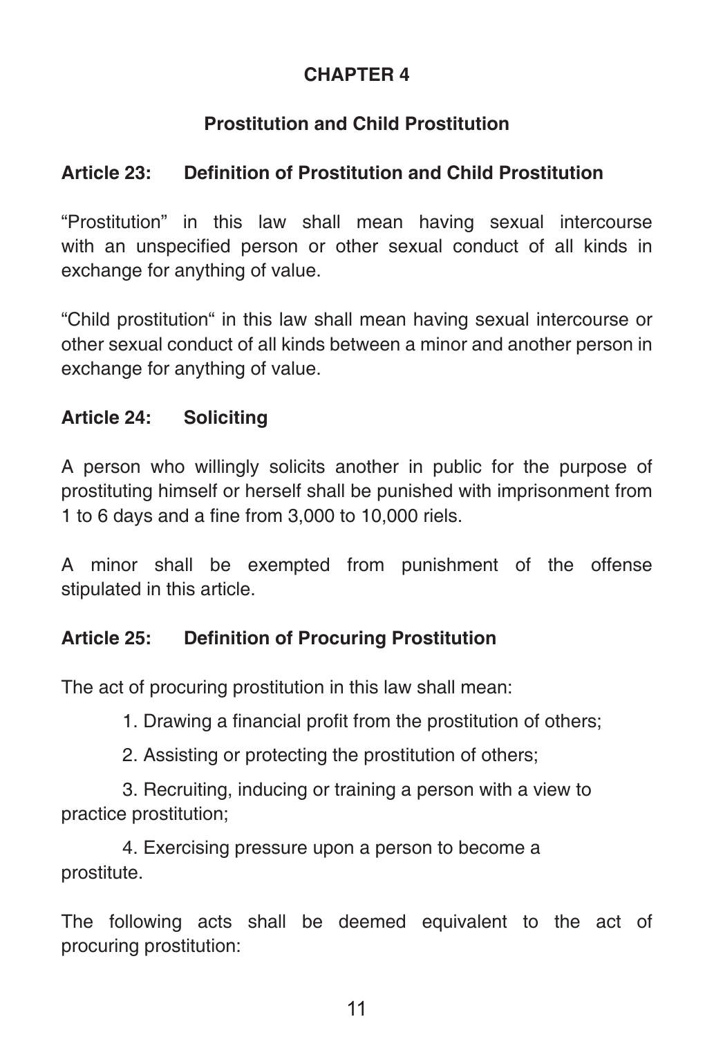## CHAPTER 4

### Prostitution and Child Prostitution

**Article 23: Definition of Prostitution and Child Prostitution**

"Prostitution" in this law shall mean having sexual intercourse with an unspecified person or other sexual conduct of all kinds in exchange for anything of value.

"Child prostitution" in this law shall mean having sexual intercourse or other sexual conduct of all kinds between a minor and another person in exchange for anything of value.

**Article 24: Soliciting**

A person who willingly solicits another in public for the purpose of prostituting himself or herself shall be punished with imprisonment from 1 to 6 days and a fine from 3,000 to 10,000 riels.

A minor shall be exempted from punishment of the offense stipulated in this article.

**Article 25: Definition of Procuring Prostitution**

The act of procuring prostitution in this law shall mean:

1. Drawing a financial profit from the prostitution of others;
2. Assisting or protecting the prostitution of others;
3. Recruiting, inducing or training a person with a view to practice prostitution;
4. Exercising pressure upon a person to become a prostitute.

The following acts shall be deemed equivalent to the act of procuring prostitution: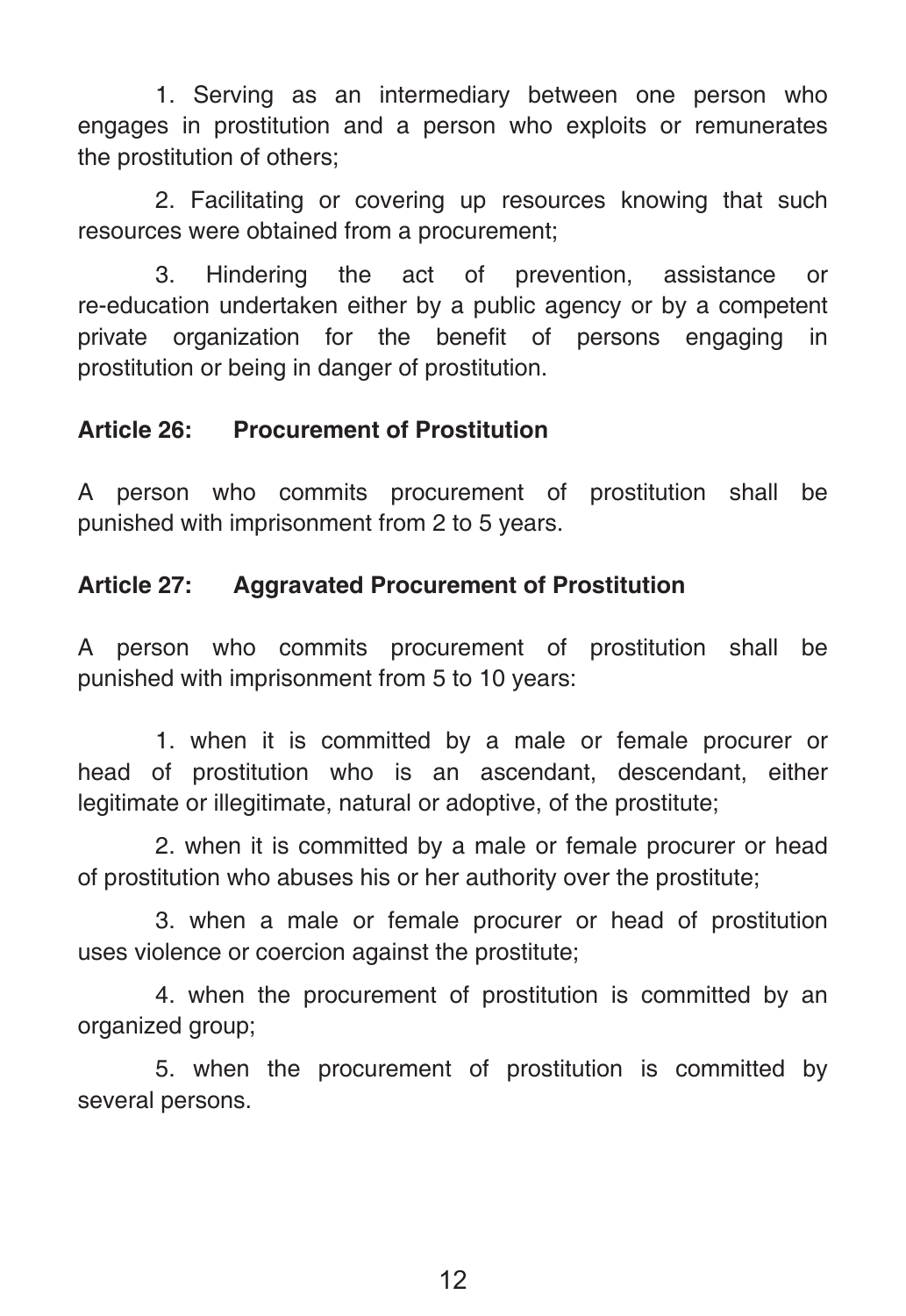1. Serving as an intermediary between one person who engages in prostitution and a person who exploits or remunerates the prostitution of others;

2. Facilitating or covering up resources knowing that such resources were obtained from a procurement;

3. Hindering the act of prevention, assistance or re-education undertaken either by a public agency or by a competent private organization for the benefit of persons engaging in prostitution or being in danger of prostitution.

**Article 26: Procurement of Prostitution**

A person who commits procurement of prostitution shall be punished with imprisonment from 2 to 5 years.

**Article 27: Aggravated Procurement of Prostitution**

A person who commits procurement of prostitution shall be punished with imprisonment from 5 to 10 years:

1. when it is committed by a male or female procurer or head of prostitution who is an ascendant, descendant, either legitimate or illegitimate, natural or adoptive, of the prostitute;

2. when it is committed by a male or female procurer or head of prostitution who abuses his or her authority over the prostitute;

3. when a male or female procurer or head of prostitution uses violence or coercion against the prostitute;

4. when the procurement of prostitution is committed by an organized group;

5. when the procurement of prostitution is committed by several persons.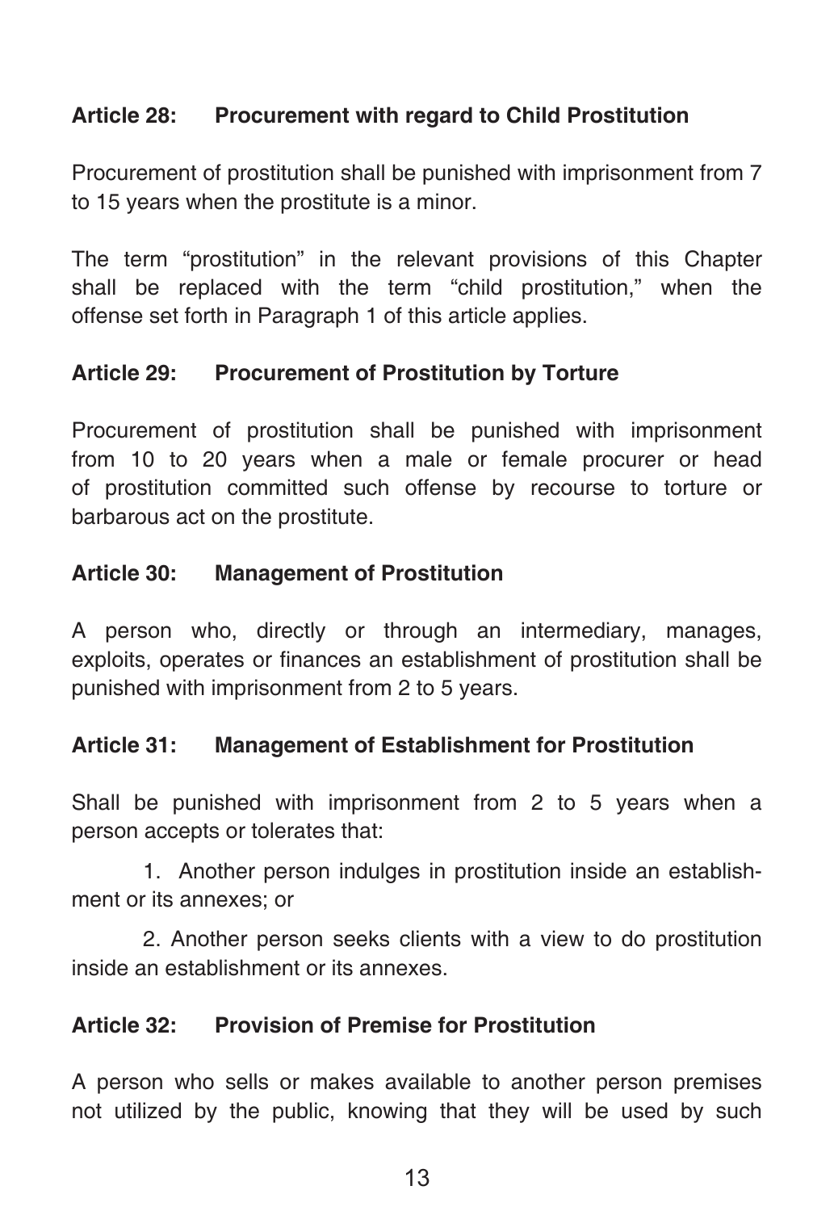### Article 28: Procurement with regard to Child Prostitution

Procurement of prostitution shall be punished with imprisonment from 7 to 15 years when the prostitute is a minor.

The term "prostitution" in the relevant provisions of this Chapter shall be replaced with the term "child prostitution," when the offense set forth in Paragraph 1 of this article applies.

### Article 29: Procurement of Prostitution by Torture

Procurement of prostitution shall be punished with imprisonment from 10 to 20 years when a male or female procurer or head of prostitution committed such offense by recourse to torture or barbarous act on the prostitute.

### Article 30: Management of Prostitution

A person who, directly or through an intermediary, manages, exploits, operates or finances an establishment of prostitution shall be punished with imprisonment from 2 to 5 years.

### Article 31: Management of Establishment for Prostitution

Shall be punished with imprisonment from 2 to 5 years when a person accepts or tolerates that:

1. Another person indulges in prostitution inside an establishment or its annexes; or

2. Another person seeks clients with a view to do prostitution inside an establishment or its annexes.

### Article 32: Provision of Premise for Prostitution

A person who sells or makes available to another person premises not utilized by the public, knowing that they will be used by such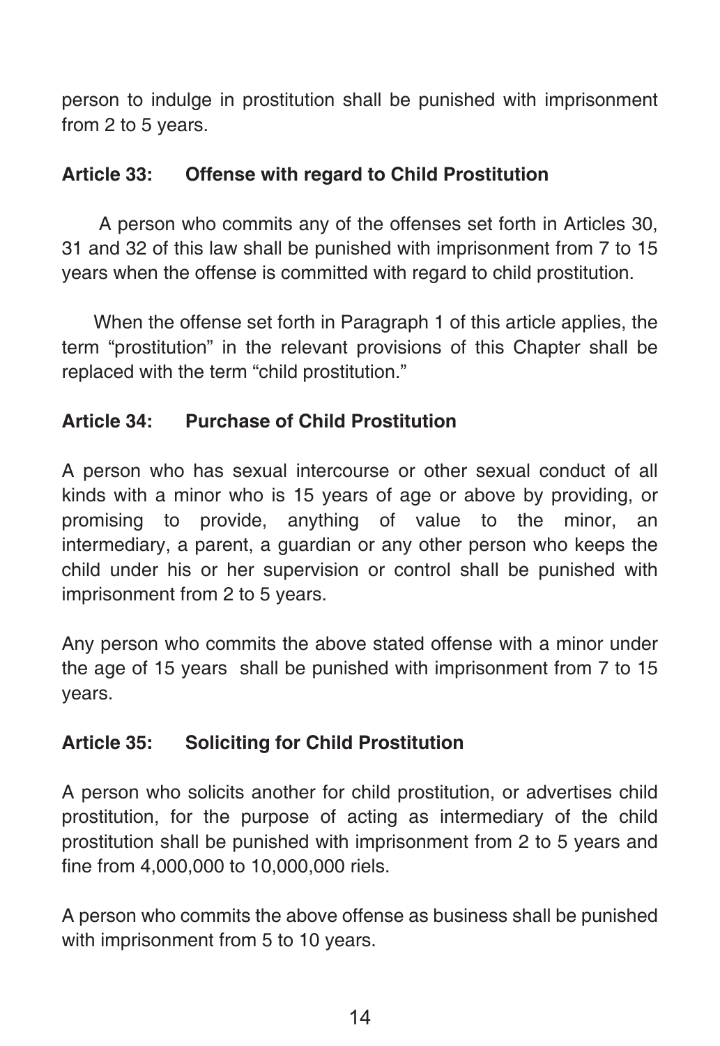person to indulge in prostitution shall be punished with imprisonment from 2 to 5 years.

### Article 33: Offense with regard to Child Prostitution

A person who commits any of the offenses set forth in Articles 30, 31 and 32 of this law shall be punished with imprisonment from 7 to 15 years when the offense is committed with regard to child prostitution.

When the offense set forth in Paragraph 1 of this article applies, the term "prostitution" in the relevant provisions of this Chapter shall be replaced with the term "child prostitution."

### Article 34: Purchase of Child Prostitution

A person who has sexual intercourse or other sexual conduct of all kinds with a minor who is 15 years of age or above by providing, or promising to provide, anything of value to the minor, an intermediary, a parent, a guardian or any other person who keeps the child under his or her supervision or control shall be punished with imprisonment from 2 to 5 years.

Any person who commits the above stated offense with a minor under the age of 15 years shall be punished with imprisonment from 7 to 15 years.

### Article 35: Soliciting for Child Prostitution

A person who solicits another for child prostitution, or advertises child prostitution, for the purpose of acting as intermediary of the child prostitution shall be punished with imprisonment from 2 to 5 years and fine from 4,000,000 to 10,000,000 riels.

A person who commits the above offense as business shall be punished with imprisonment from 5 to 10 years.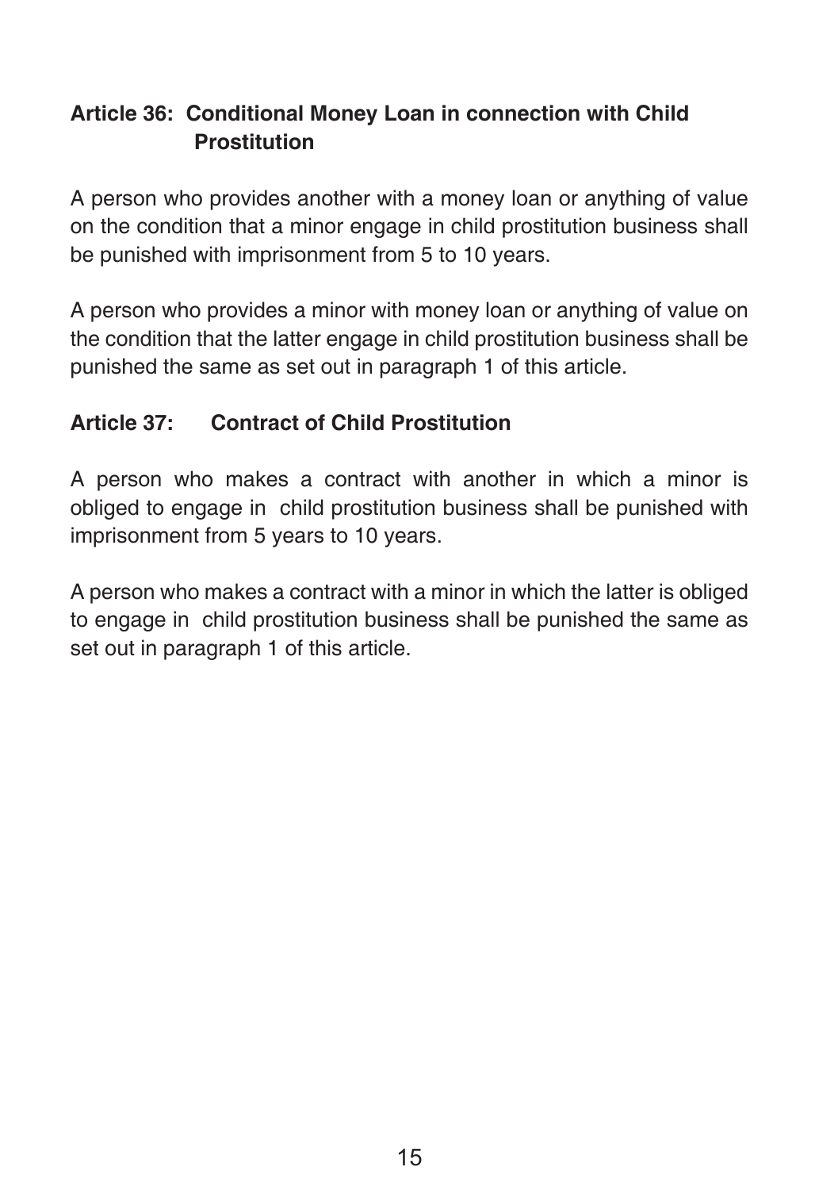### Article 36: Conditional Money Loan in connection with Child Prostitution

A person who provides another with a money loan or anything of value on the condition that a minor engage in child prostitution business shall be punished with imprisonment from 5 to 10 years.

A person who provides a minor with money loan or anything of value on the condition that the latter engage in child prostitution business shall be punished the same as set out in paragraph 1 of this article.

### Article 37: Contract of Child Prostitution

A person who makes a contract with another in which a minor is obliged to engage in child prostitution business shall be punished with imprisonment from 5 years to 10 years.

A person who makes a contract with a minor in which the latter is obliged to engage in child prostitution business shall be punished the same as set out in paragraph 1 of this article.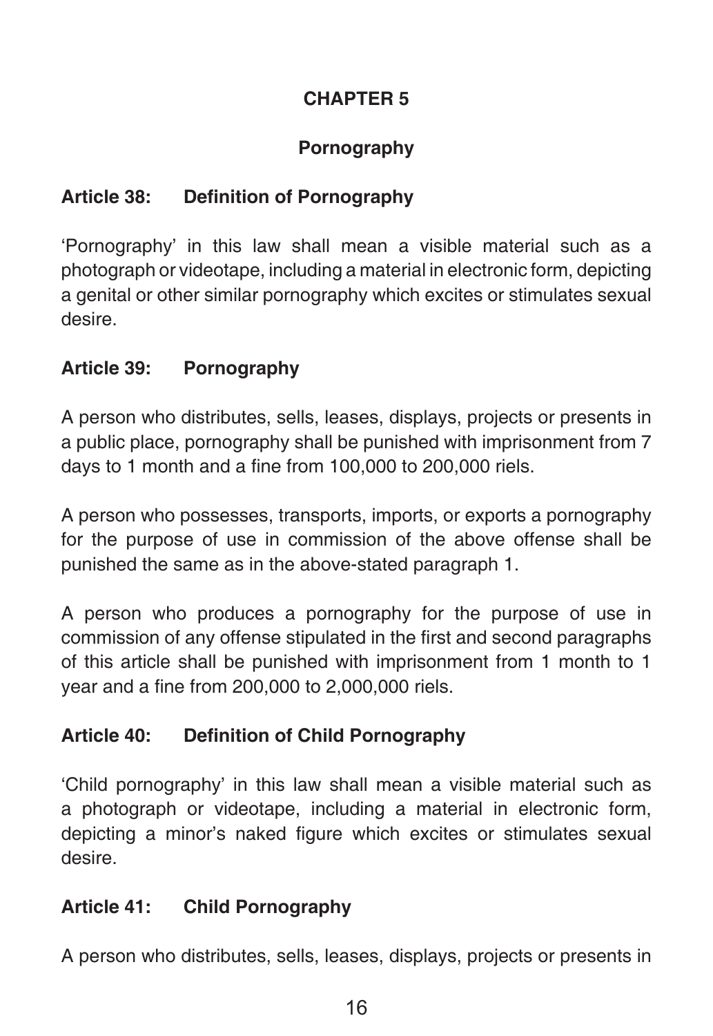## CHAPTER 5

## Pornography

### Article 38: Definition of Pornography

'Pornography' in this law shall mean a visible material such as a photograph or videotape, including a material in electronic form, depicting a genital or other similar pornography which excites or stimulates sexual desire.

### Article 39: Pornography

A person who distributes, sells, leases, displays, projects or presents in a public place, pornography shall be punished with imprisonment from 7 days to 1 month and a fine from 100,000 to 200,000 riels.

A person who possesses, transports, imports, or exports a pornography for the purpose of use in commission of the above offense shall be punished the same as in the above-stated paragraph 1.

A person who produces a pornography for the purpose of use in commission of any offense stipulated in the first and second paragraphs of this article shall be punished with imprisonment from 1 month to 1 year and a fine from 200,000 to 2,000,000 riels.

### Article 40: Definition of Child Pornography

'Child pornography' in this law shall mean a visible material such as a photograph or videotape, including a material in electronic form, depicting a minor's naked figure which excites or stimulates sexual desire.

### Article 41: Child Pornography

A person who distributes, sells, leases, displays, projects or presents in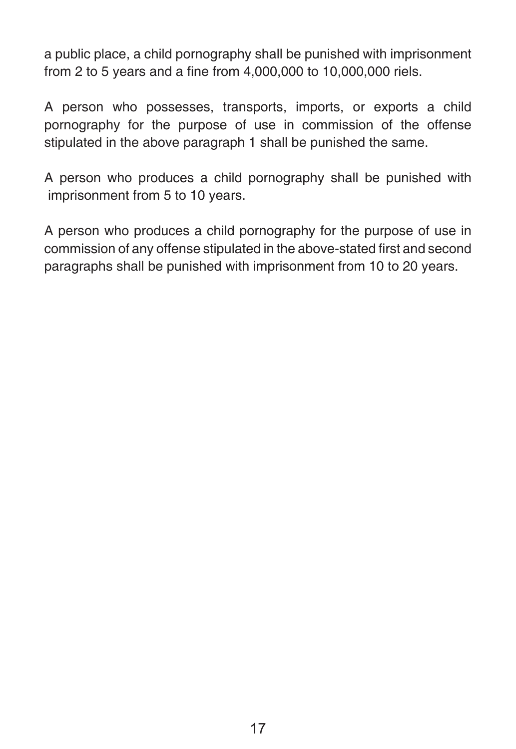a public place, a child pornography shall be punished with imprisonment from 2 to 5 years and a fine from 4,000,000 to 10,000,000 riels.

A person who possesses, transports, imports, or exports a child pornography for the purpose of use in commission of the offense stipulated in the above paragraph 1 shall be punished the same.

A person who produces a child pornography shall be punished with imprisonment from 5 to 10 years.

A person who produces a child pornography for the purpose of use in commission of any offense stipulated in the above-stated first and second paragraphs shall be punished with imprisonment from 10 to 20 years.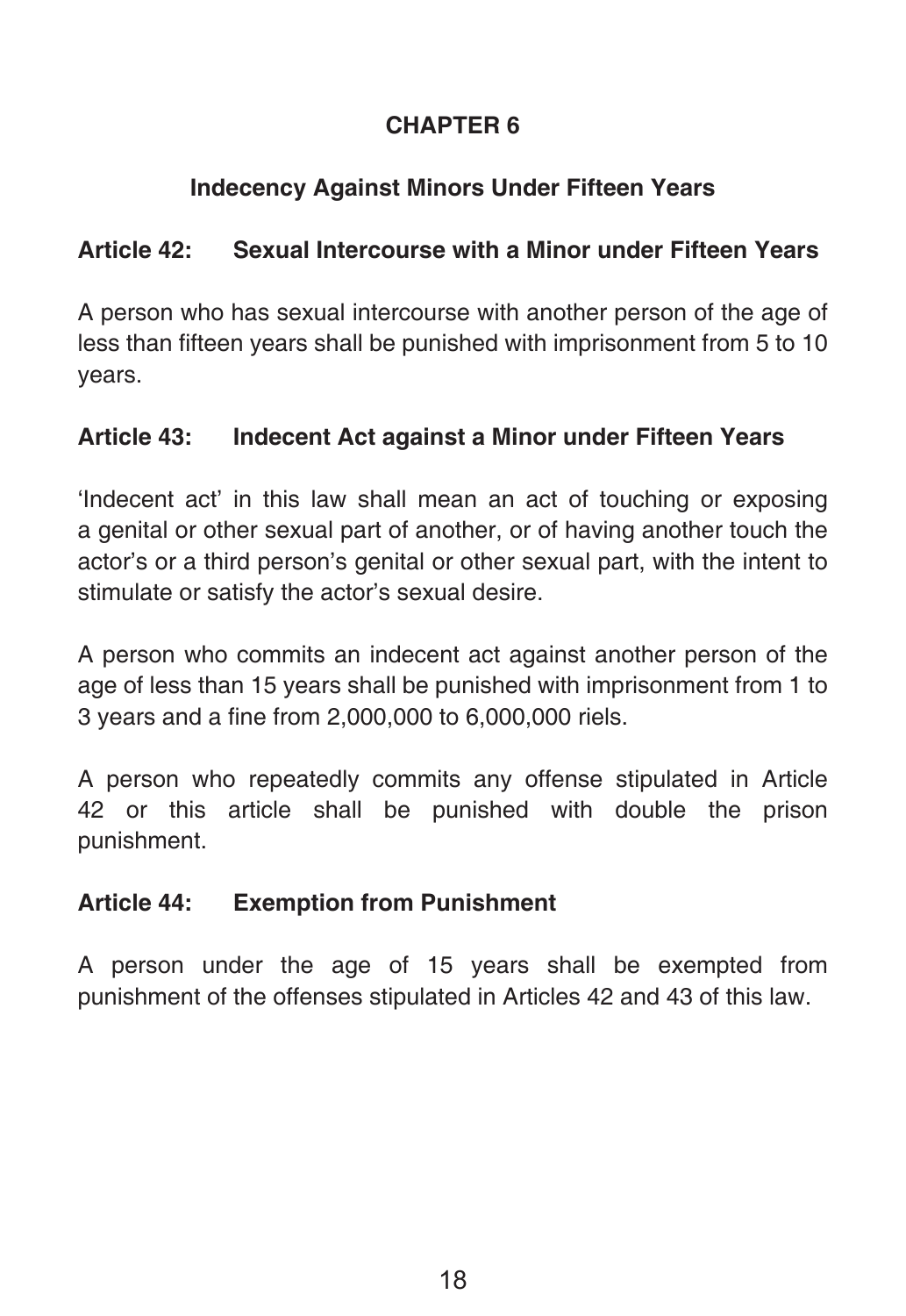## CHAPTER 6

### Indecency Against Minors Under Fifteen Years

**Article 42: Sexual Intercourse with a Minor under Fifteen Years**

A person who has sexual intercourse with another person of the age of less than fifteen years shall be punished with imprisonment from 5 to 10 years.

**Article 43: Indecent Act against a Minor under Fifteen Years**

'Indecent act' in this law shall mean an act of touching or exposing a genital or other sexual part of another, or of having another touch the actor's or a third person's genital or other sexual part, with the intent to stimulate or satisfy the actor's sexual desire.

A person who commits an indecent act against another person of the age of less than 15 years shall be punished with imprisonment from 1 to 3 years and a fine from 2,000,000 to 6,000,000 riels.

A person who repeatedly commits any offense stipulated in Article 42 or this article shall be punished with double the prison punishment.

**Article 44: Exemption from Punishment**

A person under the age of 15 years shall be exempted from punishment of the offenses stipulated in Articles 42 and 43 of this law.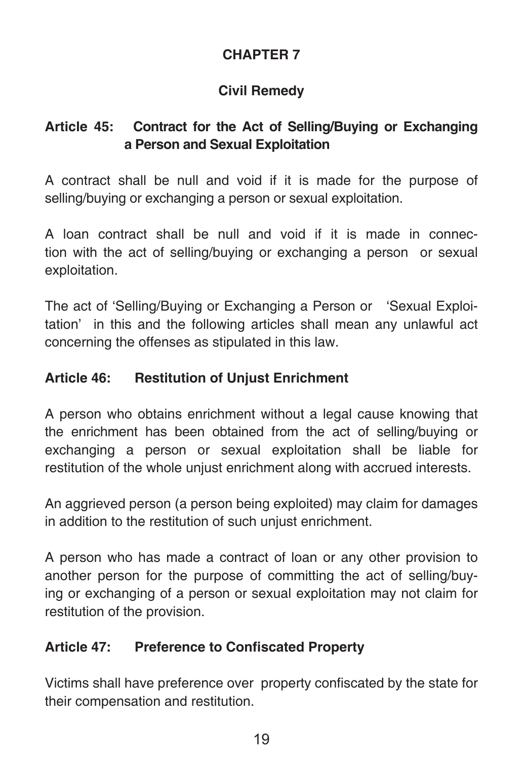## CHAPTER 7

### Civil Remedy

### Article 45: Contract for the Act of Selling/Buying or Exchanging a Person and Sexual Exploitation

A contract shall be null and void if it is made for the purpose of selling/buying or exchanging a person or sexual exploitation.

A loan contract shall be null and void if it is made in connection with the act of selling/buying or exchanging a person or sexual exploitation.

The act of 'Selling/Buying or Exchanging a Person or 'Sexual Exploitation' in this and the following articles shall mean any unlawful act concerning the offenses as stipulated in this law.

### Article 46: Restitution of Unjust Enrichment

A person who obtains enrichment without a legal cause knowing that the enrichment has been obtained from the act of selling/buying or exchanging a person or sexual exploitation shall be liable for restitution of the whole unjust enrichment along with accrued interests.

An aggrieved person (a person being exploited) may claim for damages in addition to the restitution of such unjust enrichment.

A person who has made a contract of loan or any other provision to another person for the purpose of committing the act of selling/buying or exchanging of a person or sexual exploitation may not claim for restitution of the provision.

### Article 47: Preference to Confiscated Property

Victims shall have preference over property confiscated by the state for their compensation and restitution.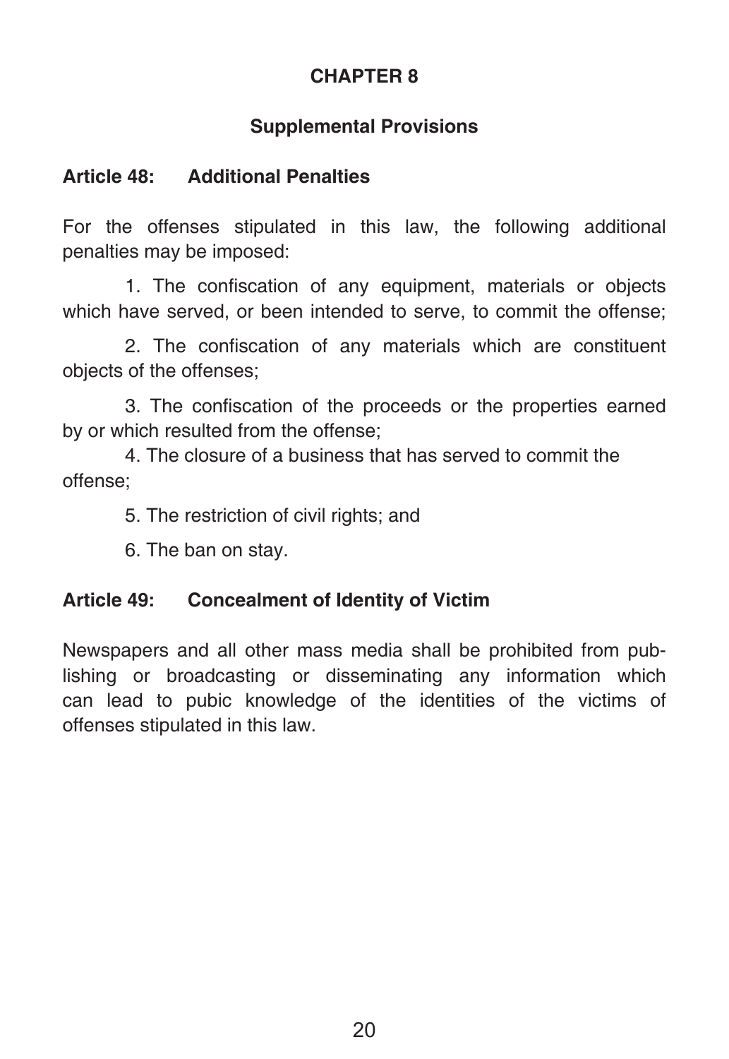# CHAPTER 8

## Supplemental Provisions

### Article 48: Additional Penalties

For the offenses stipulated in this law, the following additional penalties may be imposed:

1. The confiscation of any equipment, materials or objects which have served, or been intended to serve, to commit the offense;
2. The confiscation of any materials which are constituent objects of the offenses;
3. The confiscation of the proceeds or the properties earned by or which resulted from the offense;
4. The closure of a business that has served to commit the offense;
5. The restriction of civil rights; and
6. The ban on stay.

### Article 49: Concealment of Identity of Victim

Newspapers and all other mass media shall be prohibited from publishing or broadcasting or disseminating any information which can lead to pubic knowledge of the identities of the victims of offenses stipulated in this law.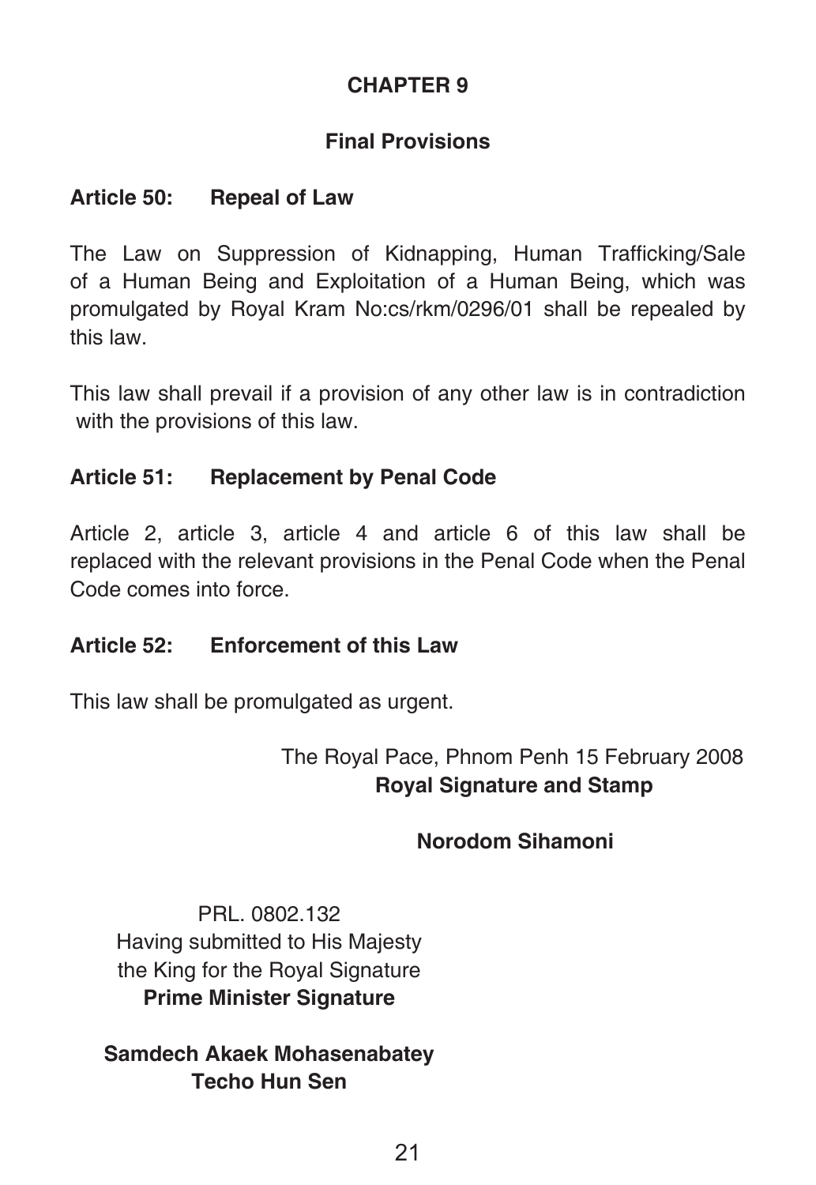# CHAPTER 9

## Final Provisions

### Article 50: Repeal of Law

The Law on Suppression of Kidnapping, Human Trafficking/Sale of a Human Being and Exploitation of a Human Being, which was promulgated by Royal Kram No:cs/rkm/0296/01 shall be repealed by this law.

This law shall prevail if a provision of any other law is in contradiction with the provisions of this law.

### Article 51: Replacement by Penal Code

Article 2, article 3, article 4 and article 6 of this law shall be replaced with the relevant provisions in the Penal Code when the Penal Code comes into force.

### Article 52: Enforcement of this Law

This law shall be promulgated as urgent.

The Royal Pace, Phnom Penh 15 February 2008
**Royal Signature and Stamp**

**Norodom Sihamoni**

PRL. 0802.132
Having submitted to His Majesty the King for the Royal Signature
**Prime Minister Signature**

**Samdech Akaek Mohasenabatey Techo Hun Sen**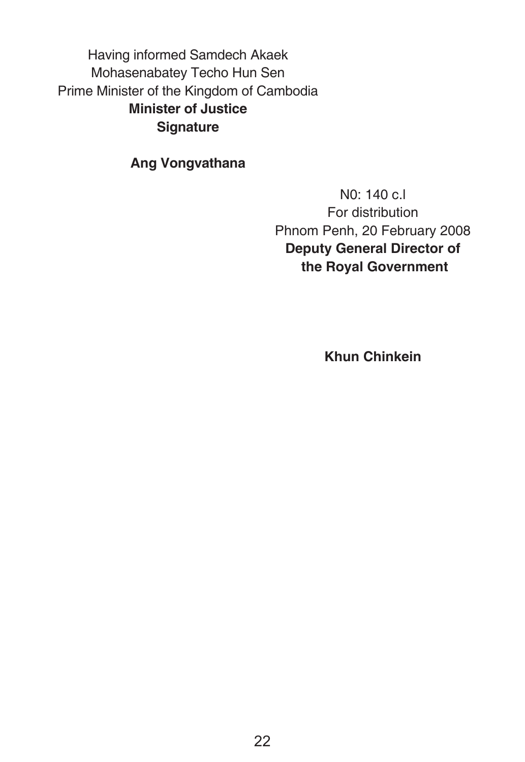Having informed Samdech Akaek
Mohasenabatey Techo Hun Sen
Prime Minister of the Kingdom of Cambodia
**Minister of Justice**
**Signature**

**Ang Vongvathana**

N0: 140 c.l
For distribution
Phnom Penh, 20 February 2008
**Deputy General Director of the Royal Government**

**Khun Chinkein**